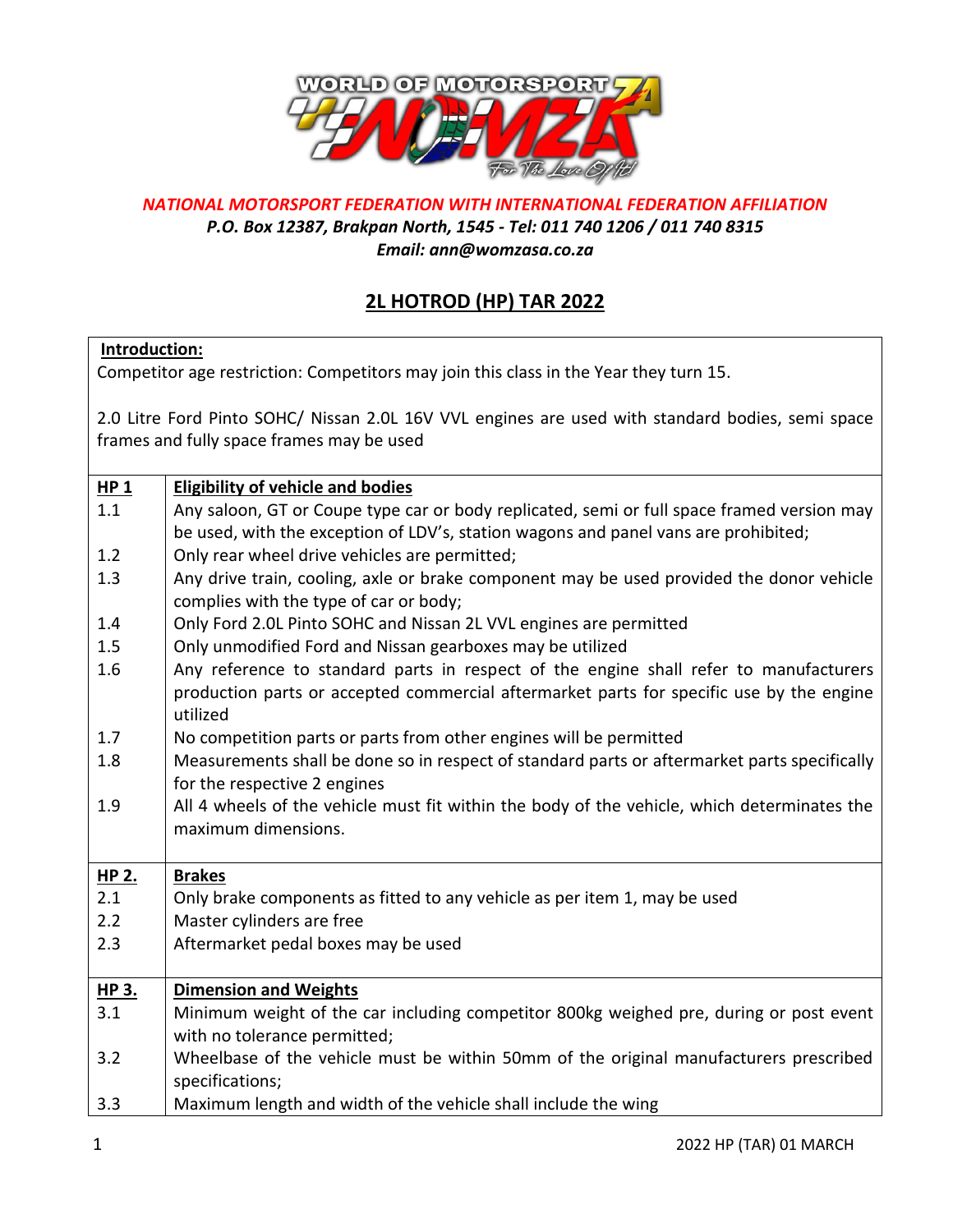*NATIONAL MOTORSPORT FEDERATION WITH INTERNATIONAL FEDERATION AFFILIATION*
*P.O. Box 12387, Brakpan North, 1545 - Tel: 011 740 1206 / 011 740 8315*
*Email: ann@womzasa.co.za*

# 2L HOTROD (HP) TAR 2022

**Introduction:**

Competitor age restriction: Competitors may join this class in the Year they turn 15.

2.0 Litre Ford Pinto SOHC/ Nissan 2.0L 16V VVL engines are used with standard bodies, semi space frames and fully space frames may be used

| | |
|---|---|
| **HP 1** | **Eligibility of vehicle and bodies** |
| 1.1 | Any saloon, GT or Coupe type car or body replicated, semi or full space framed version may be used, with the exception of LDV's, station wagons and panel vans are prohibited; |
| 1.2 | Only rear wheel drive vehicles are permitted; |
| 1.3 | Any drive train, cooling, axle or brake component may be used provided the donor vehicle complies with the type of car or body; |
| 1.4 | Only Ford 2.0L Pinto SOHC and Nissan 2L VVL engines are permitted |
| 1.5 | Only unmodified Ford and Nissan gearboxes may be utilized |
| 1.6 | Any reference to standard parts in respect of the engine shall refer to manufacturers production parts or accepted commercial aftermarket parts for specific use by the engine utilized |
| 1.7 | No competition parts or parts from other engines will be permitted |
| 1.8 | Measurements shall be done so in respect of standard parts or aftermarket parts specifically for the respective 2 engines |
| 1.9 | All 4 wheels of the vehicle must fit within the body of the vehicle, which determinates the maximum dimensions. |
| **HP 2.** | **Brakes** |
| 2.1 | Only brake components as fitted to any vehicle as per item 1, may be used |
| 2.2 | Master cylinders are free |
| 2.3 | Aftermarket pedal boxes may be used |
| **HP 3.** | **Dimension and Weights** |
| 3.1 | Minimum weight of the car including competitor 800kg weighed pre, during or post event with no tolerance permitted; |
| 3.2 | Wheelbase of the vehicle must be within 50mm of the original manufacturers prescribed specifications; |
| 3.3 | Maximum length and width of the vehicle shall include the wing |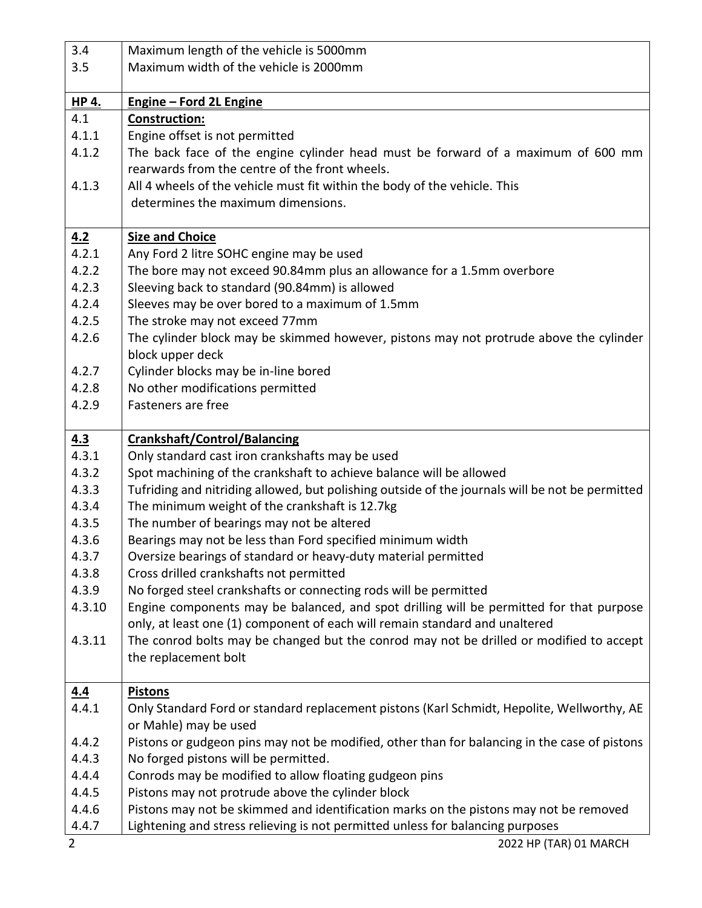| | |
|---|---|
| 3.4 | Maximum length of the vehicle is 5000mm |
| 3.5 | Maximum width of the vehicle is 2000mm |
| **HP 4.** | **Engine – Ford 2L Engine** |
| 4.1 | **Construction:** |
| 4.1.1 | Engine offset is not permitted |
| 4.1.2 | The back face of the engine cylinder head must be forward of a maximum of 600 mm rearwards from the centre of the front wheels. |
| 4.1.3 | All 4 wheels of the vehicle must fit within the body of the vehicle. This determines the maximum dimensions. |
| **4.2** | **Size and Choice** |
| 4.2.1 | Any Ford 2 litre SOHC engine may be used |
| 4.2.2 | The bore may not exceed 90.84mm plus an allowance for a 1.5mm overbore |
| 4.2.3 | Sleeving back to standard (90.84mm) is allowed |
| 4.2.4 | Sleeves may be over bored to a maximum of 1.5mm |
| 4.2.5 | The stroke may not exceed 77mm |
| 4.2.6 | The cylinder block may be skimmed however, pistons may not protrude above the cylinder block upper deck |
| 4.2.7 | Cylinder blocks may be in-line bored |
| 4.2.8 | No other modifications permitted |
| 4.2.9 | Fasteners are free |
| **4.3** | **Crankshaft/Control/Balancing** |
| 4.3.1 | Only standard cast iron crankshafts may be used |
| 4.3.2 | Spot machining of the crankshaft to achieve balance will be allowed |
| 4.3.3 | Tufriding and nitriding allowed, but polishing outside of the journals will be not be permitted |
| 4.3.4 | The minimum weight of the crankshaft is 12.7kg |
| 4.3.5 | The number of bearings may not be altered |
| 4.3.6 | Bearings may not be less than Ford specified minimum width |
| 4.3.7 | Oversize bearings of standard or heavy-duty material permitted |
| 4.3.8 | Cross drilled crankshafts not permitted |
| 4.3.9 | No forged steel crankshafts or connecting rods will be permitted |
| 4.3.10 | Engine components may be balanced, and spot drilling will be permitted for that purpose only, at least one (1) component of each will remain standard and unaltered |
| 4.3.11 | The conrod bolts may be changed but the conrod may not be drilled or modified to accept the replacement bolt |
| **4.4** | **Pistons** |
| 4.4.1 | Only Standard Ford or standard replacement pistons (Karl Schmidt, Hepolite, Wellworthy, AE or Mahle) may be used |
| 4.4.2 | Pistons or gudgeon pins may not be modified, other than for balancing in the case of pistons |
| 4.4.3 | No forged pistons will be permitted. |
| 4.4.4 | Conrods may be modified to allow floating gudgeon pins |
| 4.4.5 | Pistons may not protrude above the cylinder block |
| 4.4.6 | Pistons may not be skimmed and identification marks on the pistons may not be removed |
| 4.4.7 | Lightening and stress relieving is not permitted unless for balancing purposes |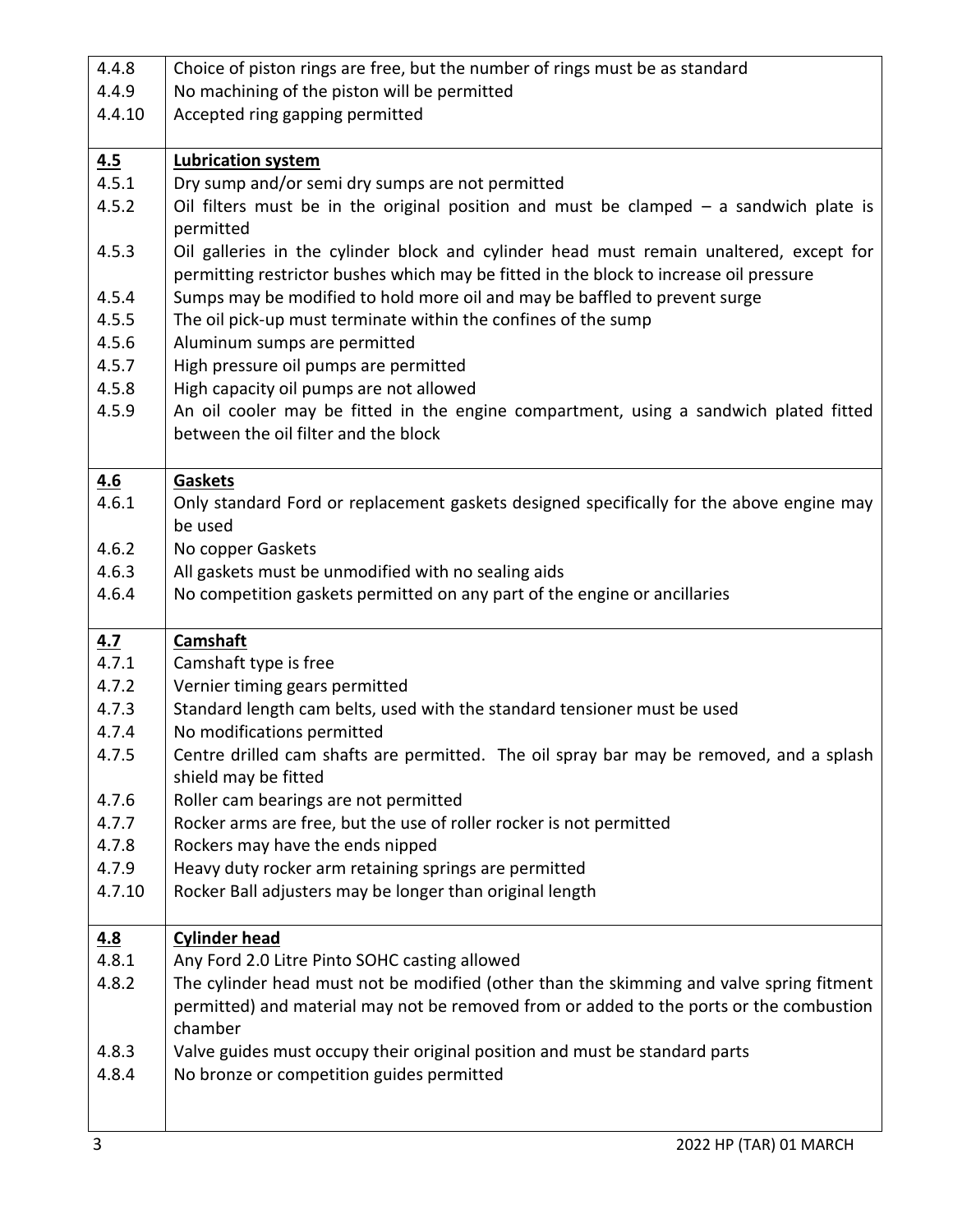| | |
|---|---|
| 4.4.8 | Choice of piston rings are free, but the number of rings must be as standard |
| 4.4.9 | No machining of the piston will be permitted |
| 4.4.10 | Accepted ring gapping permitted |
| **4.5** | **Lubrication system** |
| 4.5.1 | Dry sump and/or semi dry sumps are not permitted |
| 4.5.2 | Oil filters must be in the original position and must be clamped – a sandwich plate is permitted |
| 4.5.3 | Oil galleries in the cylinder block and cylinder head must remain unaltered, except for permitting restrictor bushes which may be fitted in the block to increase oil pressure |
| 4.5.4 | Sumps may be modified to hold more oil and may be baffled to prevent surge |
| 4.5.5 | The oil pick-up must terminate within the confines of the sump |
| 4.5.6 | Aluminum sumps are permitted |
| 4.5.7 | High pressure oil pumps are permitted |
| 4.5.8 | High capacity oil pumps are not allowed |
| 4.5.9 | An oil cooler may be fitted in the engine compartment, using a sandwich plated fitted between the oil filter and the block |
| **4.6** | **Gaskets** |
| 4.6.1 | Only standard Ford or replacement gaskets designed specifically for the above engine may be used |
| 4.6.2 | No copper Gaskets |
| 4.6.3 | All gaskets must be unmodified with no sealing aids |
| 4.6.4 | No competition gaskets permitted on any part of the engine or ancillaries |
| **4.7** | **Camshaft** |
| 4.7.1 | Camshaft type is free |
| 4.7.2 | Vernier timing gears permitted |
| 4.7.3 | Standard length cam belts, used with the standard tensioner must be used |
| 4.7.4 | No modifications permitted |
| 4.7.5 | Centre drilled cam shafts are permitted. The oil spray bar may be removed, and a splash shield may be fitted |
| 4.7.6 | Roller cam bearings are not permitted |
| 4.7.7 | Rocker arms are free, but the use of roller rocker is not permitted |
| 4.7.8 | Rockers may have the ends nipped |
| 4.7.9 | Heavy duty rocker arm retaining springs are permitted |
| 4.7.10 | Rocker Ball adjusters may be longer than original length |
| **4.8** | **Cylinder head** |
| 4.8.1 | Any Ford 2.0 Litre Pinto SOHC casting allowed |
| 4.8.2 | The cylinder head must not be modified (other than the skimming and valve spring fitment permitted) and material may not be removed from or added to the ports or the combustion chamber |
| 4.8.3 | Valve guides must occupy their original position and must be standard parts |
| 4.8.4 | No bronze or competition guides permitted |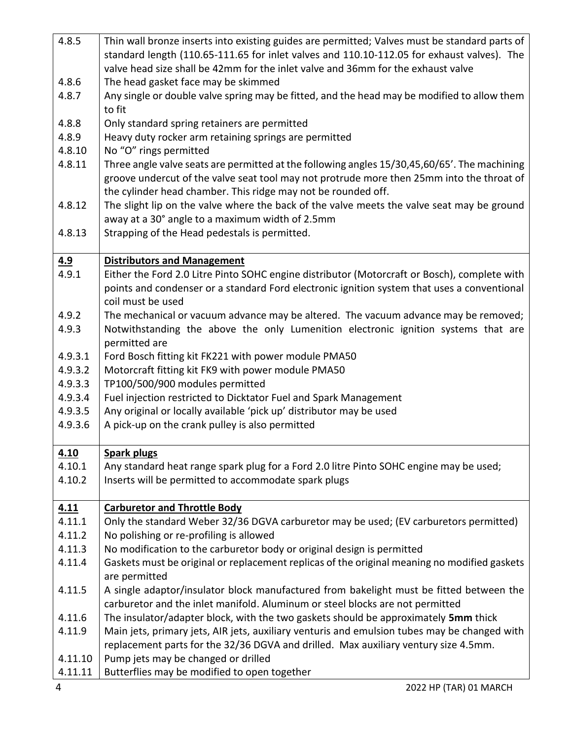| | |
|---|---|
| 4.8.5 | Thin wall bronze inserts into existing guides are permitted; Valves must be standard parts of standard length (110.65-111.65 for inlet valves and 110.10-112.05 for exhaust valves). The valve head size shall be 42mm for the inlet valve and 36mm for the exhaust valve |
| 4.8.6 | The head gasket face may be skimmed |
| 4.8.7 | Any single or double valve spring may be fitted, and the head may be modified to allow them to fit |
| 4.8.8 | Only standard spring retainers are permitted |
| 4.8.9 | Heavy duty rocker arm retaining springs are permitted |
| 4.8.10 | No "O" rings permitted |
| 4.8.11 | Three angle valve seats are permitted at the following angles 15/30,45,60/65'. The machining groove undercut of the valve seat tool may not protrude more then 25mm into the throat of the cylinder head chamber. This ridge may not be rounded off. |
| 4.8.12 | The slight lip on the valve where the back of the valve meets the valve seat may be ground away at a 30° angle to a maximum width of 2.5mm |
| 4.8.13 | Strapping of the Head pedestals is permitted. |

| | |
|---|---|
| **4.9** | **Distributors and Management** |
| 4.9.1 | Either the Ford 2.0 Litre Pinto SOHC engine distributor (Motorcraft or Bosch), complete with points and condenser or a standard Ford electronic ignition system that uses a conventional coil must be used |
| 4.9.2 | The mechanical or vacuum advance may be altered. The vacuum advance may be removed; |
| 4.9.3 | Notwithstanding the above the only Lumenition electronic ignition systems that are permitted are |
| 4.9.3.1 | Ford Bosch fitting kit FK221 with power module PMA50 |
| 4.9.3.2 | Motorcraft fitting kit FK9 with power module PMA50 |
| 4.9.3.3 | TP100/500/900 modules permitted |
| 4.9.3.4 | Fuel injection restricted to Dicktator Fuel and Spark Management |
| 4.9.3.5 | Any original or locally available 'pick up' distributor may be used |
| 4.9.3.6 | A pick-up on the crank pulley is also permitted |

| | |
|---|---|
| **4.10** | **Spark plugs** |
| 4.10.1 | Any standard heat range spark plug for a Ford 2.0 litre Pinto SOHC engine may be used; |
| 4.10.2 | Inserts will be permitted to accommodate spark plugs |

| | |
|---|---|
| **4.11** | **Carburetor and Throttle Body** |
| 4.11.1 | Only the standard Weber 32/36 DGVA carburetor may be used; (EV carburetors permitted) |
| 4.11.2 | No polishing or re-profiling is allowed |
| 4.11.3 | No modification to the carburetor body or original design is permitted |
| 4.11.4 | Gaskets must be original or replacement replicas of the original meaning no modified gaskets are permitted |
| 4.11.5 | A single adaptor/insulator block manufactured from bakelight must be fitted between the carburetor and the inlet manifold. Aluminum or steel blocks are not permitted |
| 4.11.6 | The insulator/adapter block, with the two gaskets should be approximately **5mm** thick |
| 4.11.9 | Main jets, primary jets, AIR jets, auxiliary venturis and emulsion tubes may be changed with replacement parts for the 32/36 DGVA and drilled. Max auxiliary ventury size 4.5mm. |
| 4.11.10 | Pump jets may be changed or drilled |
| 4.11.11 | Butterflies may be modified to open together |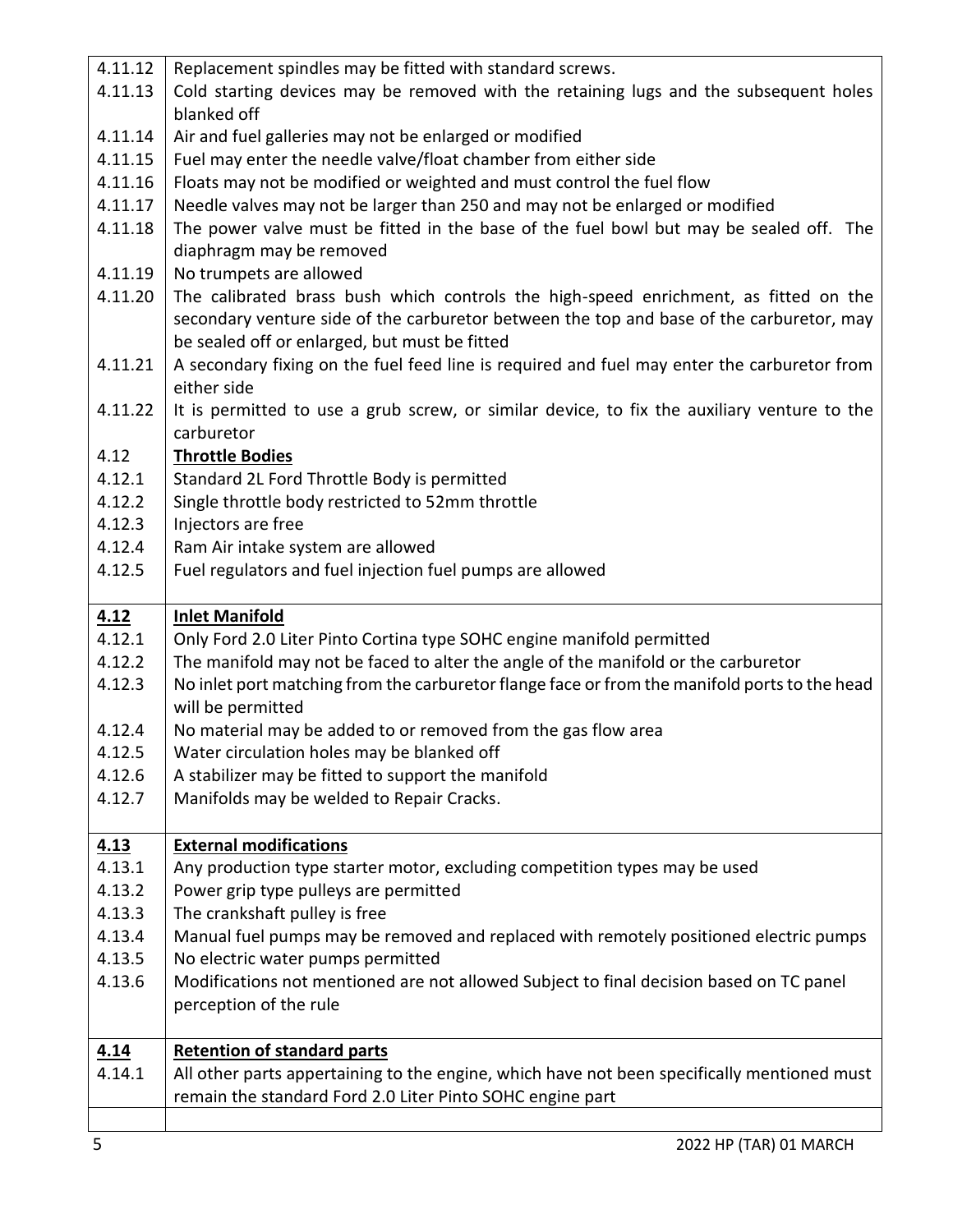| | |
|---|---|
| 4.11.12 | Replacement spindles may be fitted with standard screws. |
| 4.11.13 | Cold starting devices may be removed with the retaining lugs and the subsequent holes blanked off |
| 4.11.14 | Air and fuel galleries may not be enlarged or modified |
| 4.11.15 | Fuel may enter the needle valve/float chamber from either side |
| 4.11.16 | Floats may not be modified or weighted and must control the fuel flow |
| 4.11.17 | Needle valves may not be larger than 250 and may not be enlarged or modified |
| 4.11.18 | The power valve must be fitted in the base of the fuel bowl but may be sealed off. The diaphragm may be removed |
| 4.11.19 | No trumpets are allowed |
| 4.11.20 | The calibrated brass bush which controls the high-speed enrichment, as fitted on the secondary venture side of the carburetor between the top and base of the carburetor, may be sealed off or enlarged, but must be fitted |
| 4.11.21 | A secondary fixing on the fuel feed line is required and fuel may enter the carburetor from either side |
| 4.11.22 | It is permitted to use a grub screw, or similar device, to fix the auxiliary venture to the carburetor |
| 4.12 | **Throttle Bodies** |
| 4.12.1 | Standard 2L Ford Throttle Body is permitted |
| 4.12.2 | Single throttle body restricted to 52mm throttle |
| 4.12.3 | Injectors are free |
| 4.12.4 | Ram Air intake system are allowed |
| 4.12.5 | Fuel regulators and fuel injection fuel pumps are allowed |
| **4.12** | **Inlet Manifold** |
| 4.12.1 | Only Ford 2.0 Liter Pinto Cortina type SOHC engine manifold permitted |
| 4.12.2 | The manifold may not be faced to alter the angle of the manifold or the carburetor |
| 4.12.3 | No inlet port matching from the carburetor flange face or from the manifold ports to the head will be permitted |
| 4.12.4 | No material may be added to or removed from the gas flow area |
| 4.12.5 | Water circulation holes may be blanked off |
| 4.12.6 | A stabilizer may be fitted to support the manifold |
| 4.12.7 | Manifolds may be welded to Repair Cracks. |
| **4.13** | **External modifications** |
| 4.13.1 | Any production type starter motor, excluding competition types may be used |
| 4.13.2 | Power grip type pulleys are permitted |
| 4.13.3 | The crankshaft pulley is free |
| 4.13.4 | Manual fuel pumps may be removed and replaced with remotely positioned electric pumps |
| 4.13.5 | No electric water pumps permitted |
| 4.13.6 | Modifications not mentioned are not allowed Subject to final decision based on TC panel perception of the rule |
| **4.14** | **Retention of standard parts** |
| 4.14.1 | All other parts appertaining to the engine, which have not been specifically mentioned must remain the standard Ford 2.0 Liter Pinto SOHC engine part |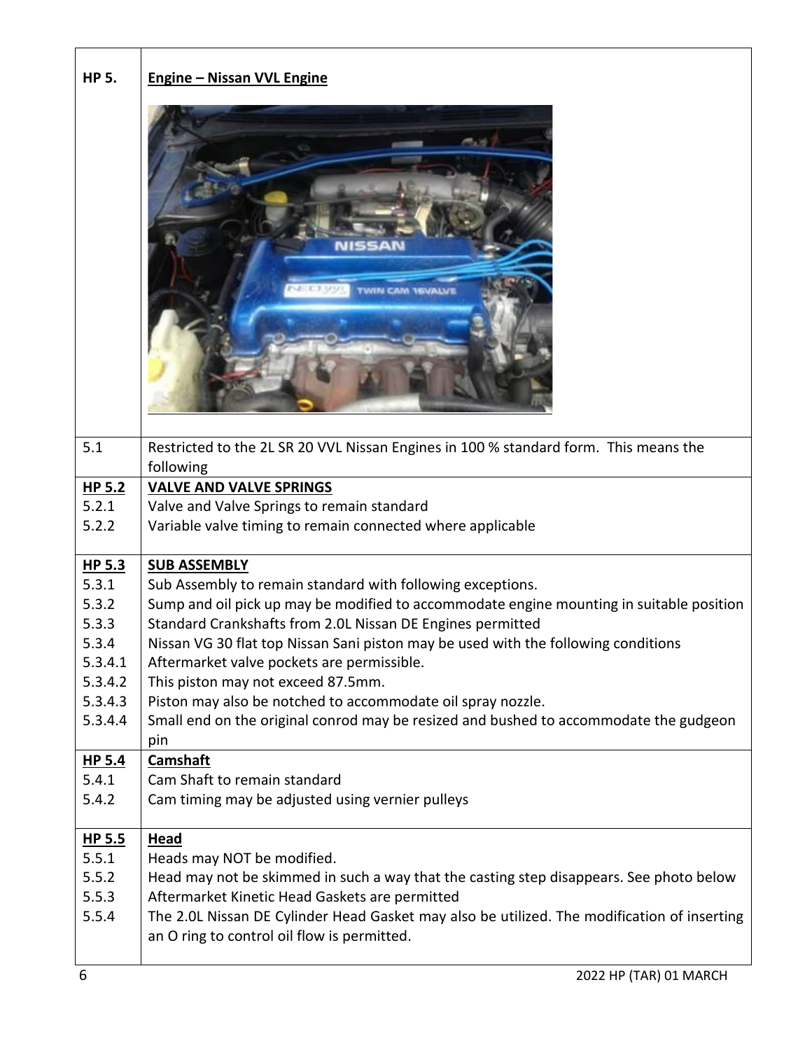| | |
|---|---|
| **HP 5.** | **Engine – Nissan VVL Engine** |
| 5.1 | Restricted to the 2L SR 20 VVL Nissan Engines in 100 % standard form. This means the following |
| **HP 5.2** | **VALVE AND VALVE SPRINGS** |
| 5.2.1 | Valve and Valve Springs to remain standard |
| 5.2.2 | Variable valve timing to remain connected where applicable |
| **HP 5.3** | **SUB ASSEMBLY** |
| 5.3.1 | Sub Assembly to remain standard with following exceptions. |
| 5.3.2 | Sump and oil pick up may be modified to accommodate engine mounting in suitable position |
| 5.3.3 | Standard Crankshafts from 2.0L Nissan DE Engines permitted |
| 5.3.4 | Nissan VG 30 flat top Nissan Sani piston may be used with the following conditions |
| 5.3.4.1 | Aftermarket valve pockets are permissible. |
| 5.3.4.2 | This piston may not exceed 87.5mm. |
| 5.3.4.3 | Piston may also be notched to accommodate oil spray nozzle. |
| 5.3.4.4 | Small end on the original conrod may be resized and bushed to accommodate the gudgeon pin |
| **HP 5.4** | **Camshaft** |
| 5.4.1 | Cam Shaft to remain standard |
| 5.4.2 | Cam timing may be adjusted using vernier pulleys |
| **HP 5.5** | **Head** |
| 5.5.1 | Heads may NOT be modified. |
| 5.5.2 | Head may not be skimmed in such a way that the casting step disappears. See photo below |
| 5.5.3 | Aftermarket Kinetic Head Gaskets are permitted |
| 5.5.4 | The 2.0L Nissan DE Cylinder Head Gasket may also be utilized. The modification of inserting an O ring to control oil flow is permitted. |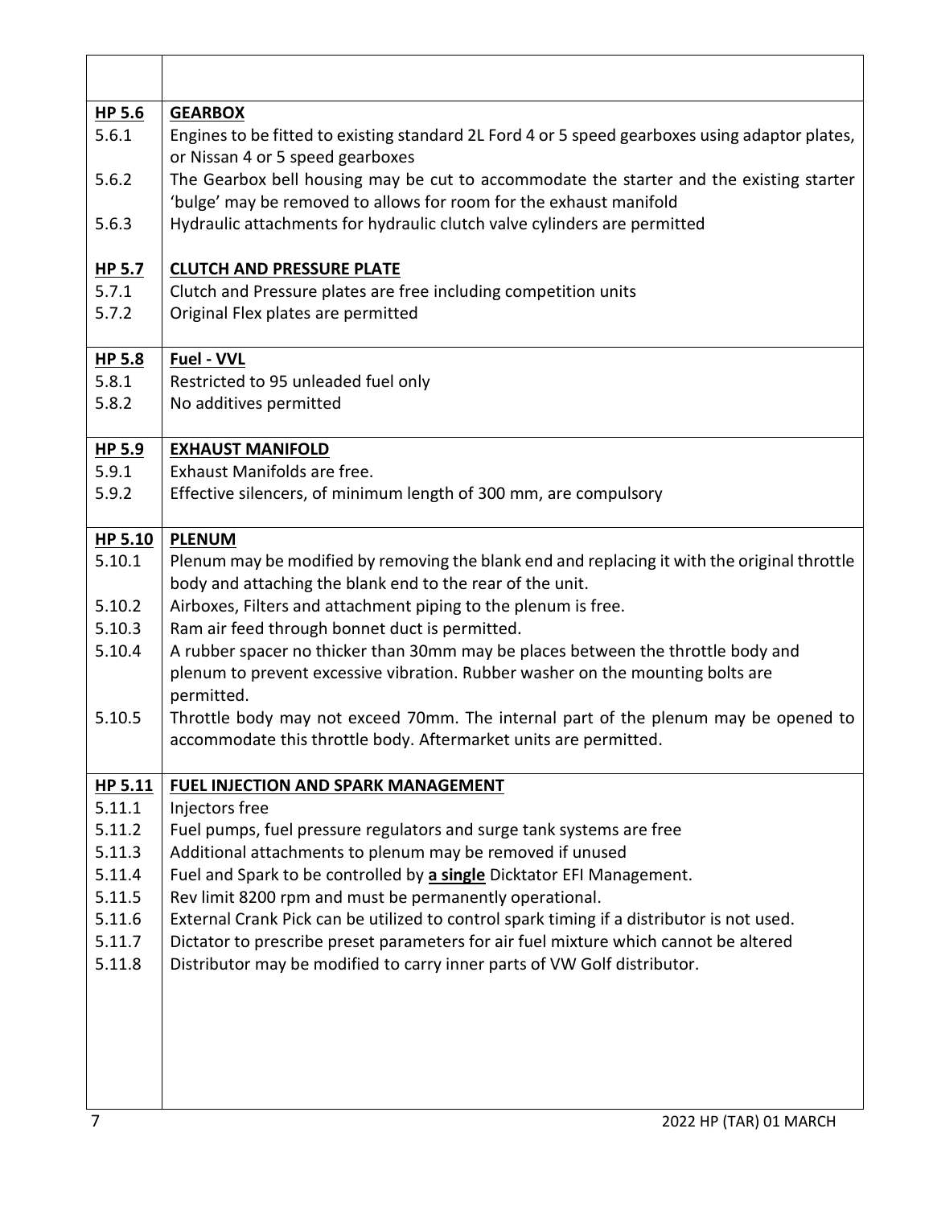| | |
|---|---|
| **HP 5.6** | **GEARBOX** |
| 5.6.1 | Engines to be fitted to existing standard 2L Ford 4 or 5 speed gearboxes using adaptor plates, or Nissan 4 or 5 speed gearboxes |
| 5.6.2 | The Gearbox bell housing may be cut to accommodate the starter and the existing starter 'bulge' may be removed to allows for room for the exhaust manifold |
| 5.6.3 | Hydraulic attachments for hydraulic clutch valve cylinders are permitted |
| **HP 5.7** | **CLUTCH AND PRESSURE PLATE** |
| 5.7.1 | Clutch and Pressure plates are free including competition units |
| 5.7.2 | Original Flex plates are permitted |
| **HP 5.8** | **Fuel - VVL** |
| 5.8.1 | Restricted to 95 unleaded fuel only |
| 5.8.2 | No additives permitted |
| **HP 5.9** | **EXHAUST MANIFOLD** |
| 5.9.1 | Exhaust Manifolds are free. |
| 5.9.2 | Effective silencers, of minimum length of 300 mm, are compulsory |
| **HP 5.10** | **PLENUM** |
| 5.10.1 | Plenum may be modified by removing the blank end and replacing it with the original throttle body and attaching the blank end to the rear of the unit. |
| 5.10.2 | Airboxes, Filters and attachment piping to the plenum is free. |
| 5.10.3 | Ram air feed through bonnet duct is permitted. |
| 5.10.4 | A rubber spacer no thicker than 30mm may be places between the throttle body and plenum to prevent excessive vibration. Rubber washer on the mounting bolts are permitted. |
| 5.10.5 | Throttle body may not exceed 70mm. The internal part of the plenum may be opened to accommodate this throttle body. Aftermarket units are permitted. |
| **HP 5.11** | **FUEL INJECTION AND SPARK MANAGEMENT** |
| 5.11.1 | Injectors free |
| 5.11.2 | Fuel pumps, fuel pressure regulators and surge tank systems are free |
| 5.11.3 | Additional attachments to plenum may be removed if unused |
| 5.11.4 | Fuel and Spark to be controlled by **a single** Dicktator EFI Management. |
| 5.11.5 | Rev limit 8200 rpm and must be permanently operational. |
| 5.11.6 | External Crank Pick can be utilized to control spark timing if a distributor is not used. |
| 5.11.7 | Dictator to prescribe preset parameters for air fuel mixture which cannot be altered |
| 5.11.8 | Distributor may be modified to carry inner parts of VW Golf distributor. |

2022 HP (TAR) 01 MARCH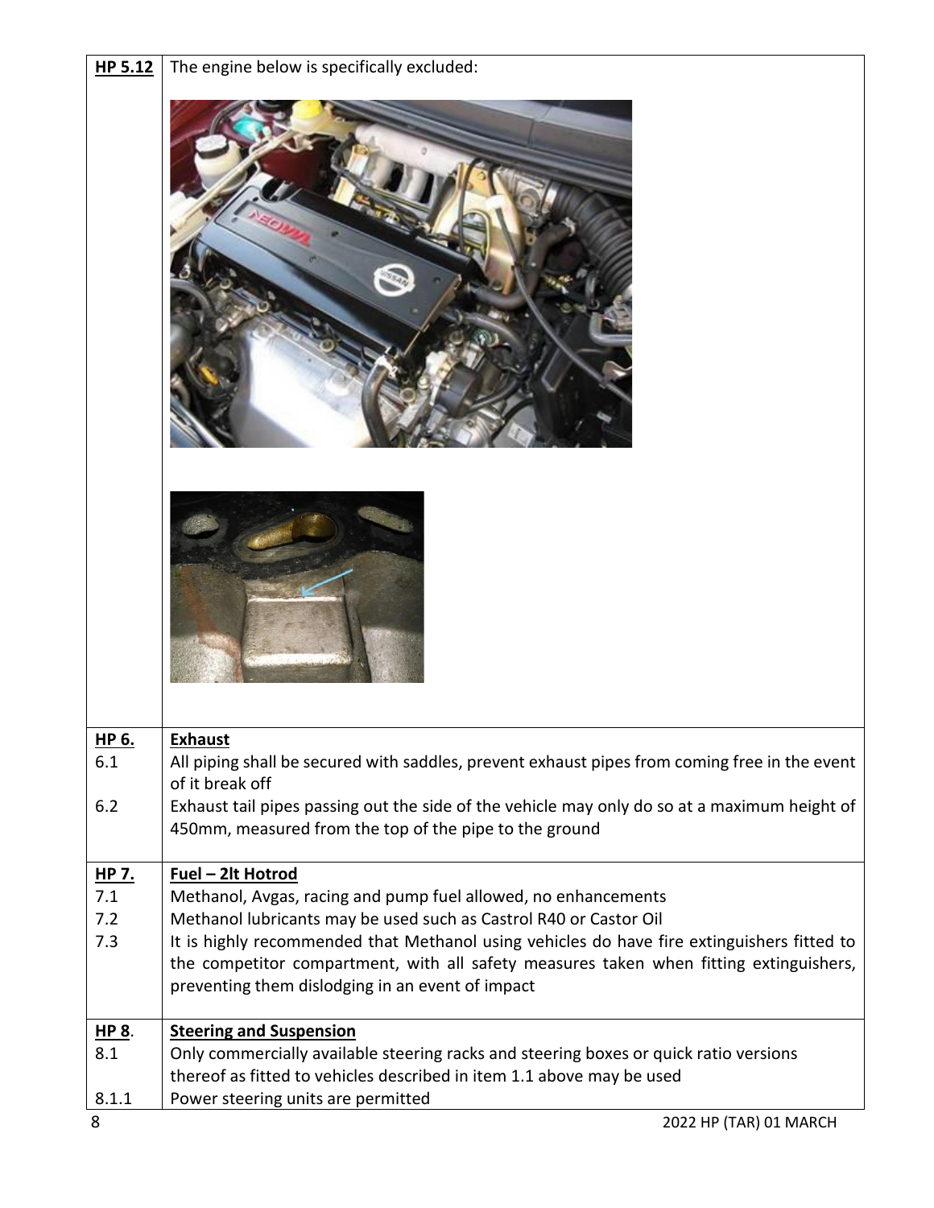| | |
|---|---|
| **HP 5.12** | The engine below is specifically excluded: |
| **HP 6.** | **Exhaust** |
| 6.1 | All piping shall be secured with saddles, prevent exhaust pipes from coming free in the event of it break off |
| 6.2 | Exhaust tail pipes passing out the side of the vehicle may only do so at a maximum height of 450mm, measured from the top of the pipe to the ground |
| **HP 7.** | **Fuel – 2lt Hotrod** |
| 7.1 | Methanol, Avgas, racing and pump fuel allowed, no enhancements |
| 7.2 | Methanol lubricants may be used such as Castrol R40 or Castor Oil |
| 7.3 | It is highly recommended that Methanol using vehicles do have fire extinguishers fitted to the competitor compartment, with all safety measures taken when fitting extinguishers, preventing them dislodging in an event of impact |
| **HP 8.** | **Steering and Suspension** |
| 8.1 | Only commercially available steering racks and steering boxes or quick ratio versions thereof as fitted to vehicles described in item 1.1 above may be used |
| 8.1.1 | Power steering units are permitted |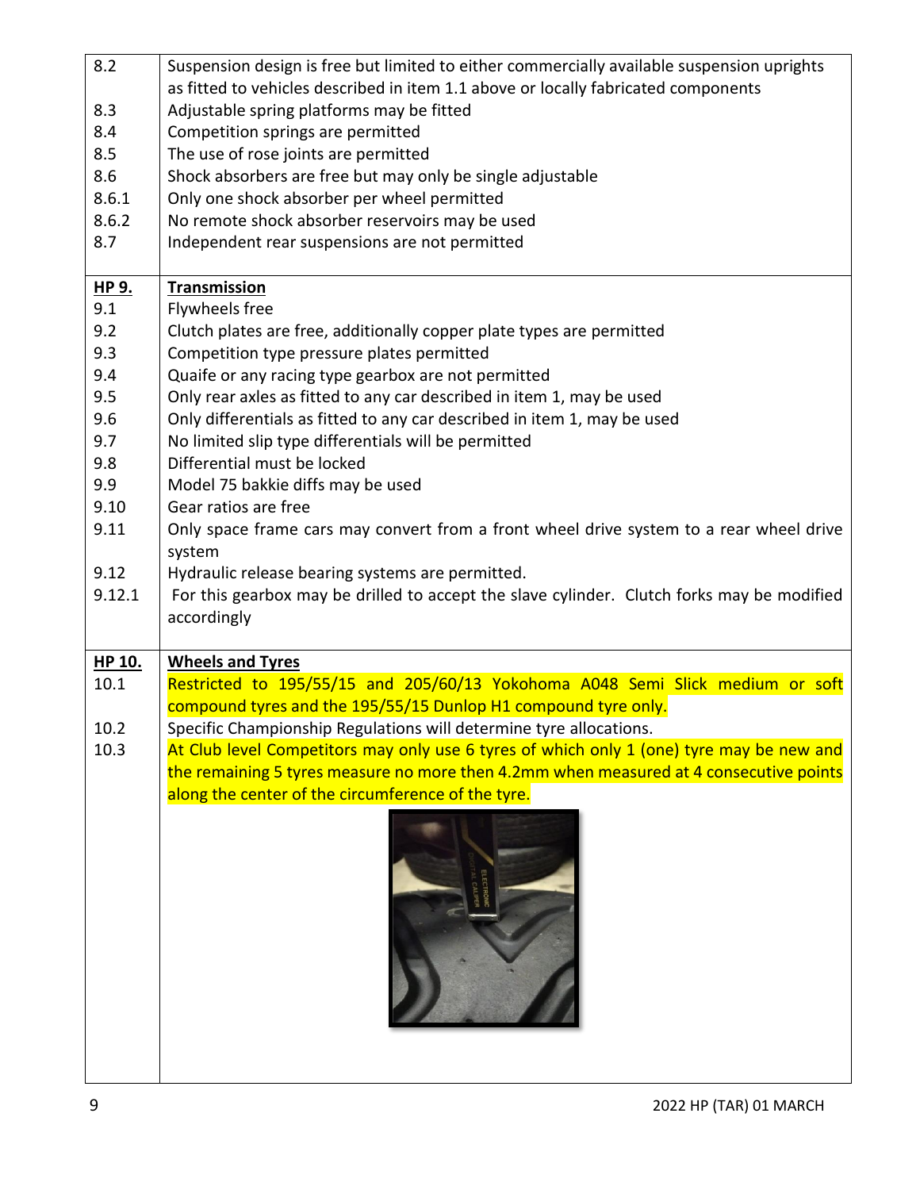| | |
|---|---|
| 8.2 | Suspension design is free but limited to either commercially available suspension uprights as fitted to vehicles described in item 1.1 above or locally fabricated components |
| 8.3 | Adjustable spring platforms may be fitted |
| 8.4 | Competition springs are permitted |
| 8.5 | The use of rose joints are permitted |
| 8.6 | Shock absorbers are free but may only be single adjustable |
| 8.6.1 | Only one shock absorber per wheel permitted |
| 8.6.2 | No remote shock absorber reservoirs may be used |
| 8.7 | Independent rear suspensions are not permitted |
| **HP 9.** | **Transmission** |
| 9.1 | Flywheels free |
| 9.2 | Clutch plates are free, additionally copper plate types are permitted |
| 9.3 | Competition type pressure plates permitted |
| 9.4 | Quaife or any racing type gearbox are not permitted |
| 9.5 | Only rear axles as fitted to any car described in item 1, may be used |
| 9.6 | Only differentials as fitted to any car described in item 1, may be used |
| 9.7 | No limited slip type differentials will be permitted |
| 9.8 | Differential must be locked |
| 9.9 | Model 75 bakkie diffs may be used |
| 9.10 | Gear ratios are free |
| 9.11 | Only space frame cars may convert from a front wheel drive system to a rear wheel drive system |
| 9.12 | Hydraulic release bearing systems are permitted. |
| 9.12.1 | For this gearbox may be drilled to accept the slave cylinder. Clutch forks may be modified accordingly |
| **HP 10.** | **Wheels and Tyres** |
| 10.1 | Restricted to 195/55/15 and 205/60/13 Yokohoma A048 Semi Slick medium or soft compound tyres and the 195/55/15 Dunlop H1 compound tyre only. |
| 10.2 | Specific Championship Regulations will determine tyre allocations. |
| 10.3 | At Club level Competitors may only use 6 tyres of which only 1 (one) tyre may be new and the remaining 5 tyres measure no more then 4.2mm when measured at 4 consecutive points along the center of the circumference of the tyre. |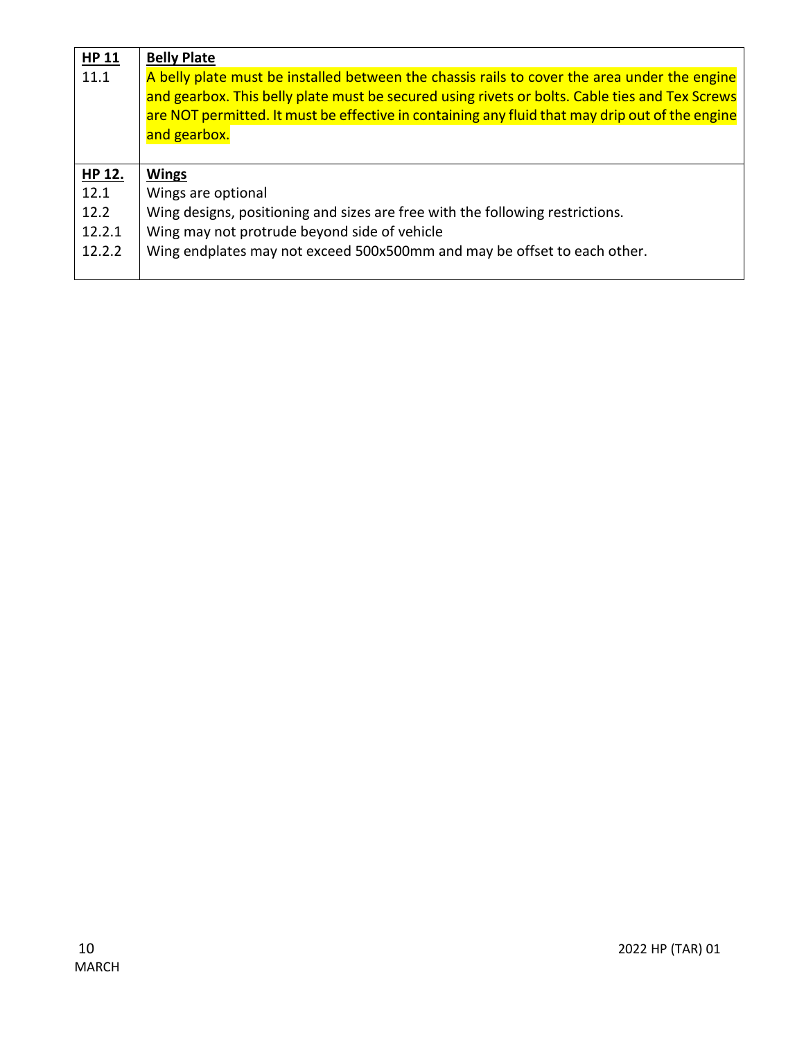| | |
|---|---|
| **HP 11** | **Belly Plate** |
| 11.1 | A belly plate must be installed between the chassis rails to cover the area under the engine and gearbox. This belly plate must be secured using rivets or bolts. Cable ties and Tex Screws are NOT permitted. It must be effective in containing any fluid that may drip out of the engine and gearbox. |
| **HP 12.** | **Wings** |
| 12.1 | Wings are optional |
| 12.2 | Wing designs, positioning and sizes are free with the following restrictions. |
| 12.2.1 | Wing may not protrude beyond side of vehicle |
| 12.2.2 | Wing endplates may not exceed 500x500mm and may be offset to each other. |